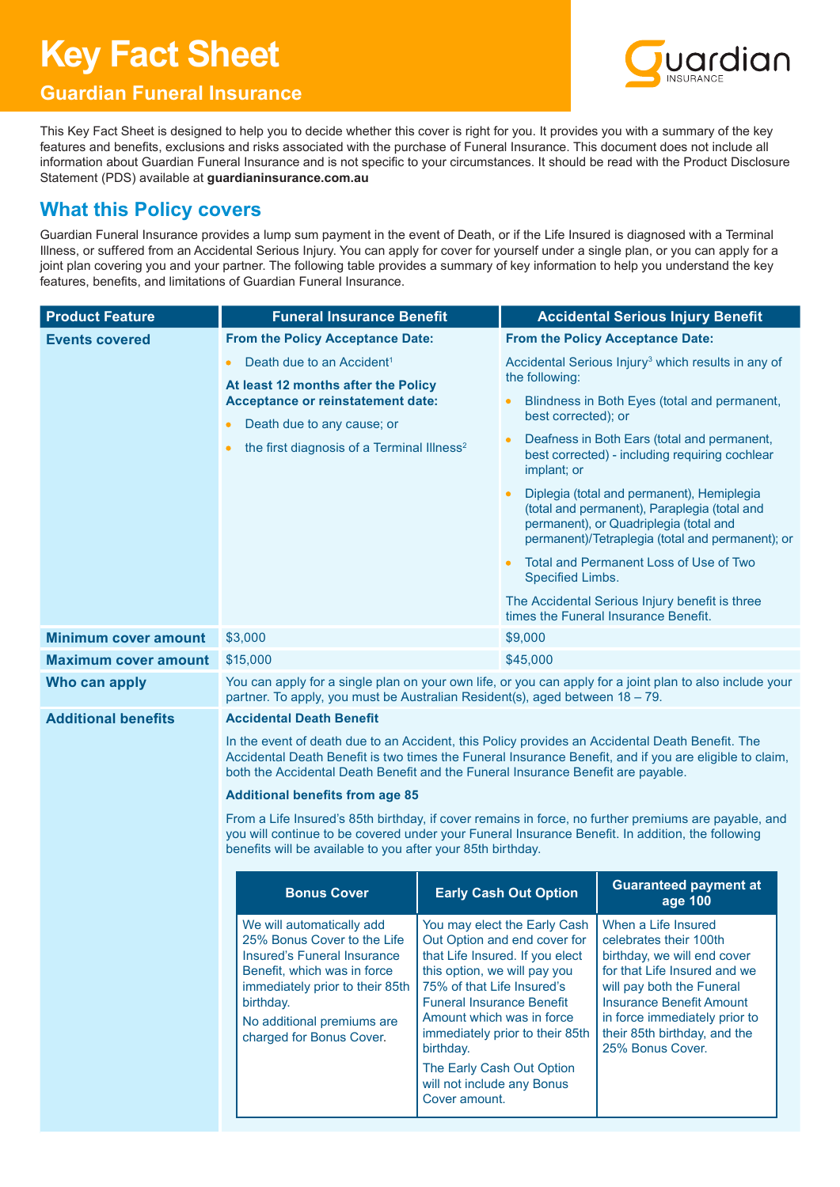# Key Fact Sheet

## Guardian Funeral Insurance

This Key Fact Sheet is designed to help you to decide whether this cover is right for you. It provides you with a summary of the key features and benefits, exclusions and risks associated with the purchase of Funeral Insurance. This document does not include all information about Guardian Funeral Insurance and is not specific to your circumstances. It should be read with the Product Disclosure Statement (PDS) available at **guardianinsurance.com.au**

## What this Policy covers

Guardian Funeral Insurance provides a lump sum payment in the event of Death, or if the Life Insured is diagnosed with a Terminal Illness, or suffered from an Accidental Serious Injury. You can apply for cover for yourself under a single plan, or you can apply for a joint plan covering you and your partner. The following table provides a summary of key information to help you understand the key features, benefits, and limitations of Guardian Funeral Insurance.

| Product Feature | Funeral Insurance Benefit | Accidental Serious Injury Benefit |
|---|---|---|
| **Events covered** | **From the Policy Acceptance Date:**<br>• Death due to an Accident[1]<br>**At least 12 months after the Policy Acceptance or reinstatement date:**<br>• Death due to any cause; or<br>• the first diagnosis of a Terminal Illness[2] | **From the Policy Acceptance Date:**<br>Accidental Serious Injury[3] which results in any of the following:<br>• Blindness in Both Eyes (total and permanent, best corrected); or<br>• Deafness in Both Ears (total and permanent, best corrected) - including requiring cochlear implant; or<br>• Diplegia (total and permanent), Hemiplegia (total and permanent), Paraplegia (total and permanent), or Quadriplegia (total and permanent)/Tetraplegia (total and permanent); or<br>• Total and Permanent Loss of Use of Two Specified Limbs.<br>The Accidental Serious Injury benefit is three times the Funeral Insurance Benefit. |
| **Minimum cover amount** | $3,000 | $9,000 |
| **Maximum cover amount** | $15,000 | $45,000 |
| **Who can apply** | You can apply for a single plan on your own life, or you can apply for a joint plan to also include your partner. To apply, you must be Australian Resident(s), aged between 18 – 79. | |
| **Additional benefits** | **Accidental Death Benefit**<br>In the event of death due to an Accident, this Policy provides an Accidental Death Benefit. The Accidental Death Benefit is two times the Funeral Insurance Benefit, and if you are eligible to claim, both the Accidental Death Benefit and the Funeral Insurance Benefit are payable.<br>**Additional benefits from age 85**<br>From a Life Insured's 85th birthday, if cover remains in force, no further premiums are payable, and you will continue to be covered under your Funeral Insurance Benefit. In addition, the following benefits will be available to you after your 85th birthday. | |

| Bonus Cover | Early Cash Out Option | Guaranteed payment at age 100 |
|---|---|---|
| We will automatically add 25% Bonus Cover to the Life Insured's Funeral Insurance Benefit, which was in force immediately prior to their 85th birthday.<br>No additional premiums are charged for Bonus Cover. | You may elect the Early Cash Out Option and end cover for that Life Insured. If you elect this option, we will pay you 75% of that Life Insured's Funeral Insurance Benefit Amount which was in force immediately prior to their 85th birthday.<br>The Early Cash Out Option will not include any Bonus Cover amount. | When a Life Insured celebrates their 100th birthday, we will end cover for that Life Insured and we will pay both the Funeral Insurance Benefit Amount in force immediately prior to their 85th birthday, and the 25% Bonus Cover. |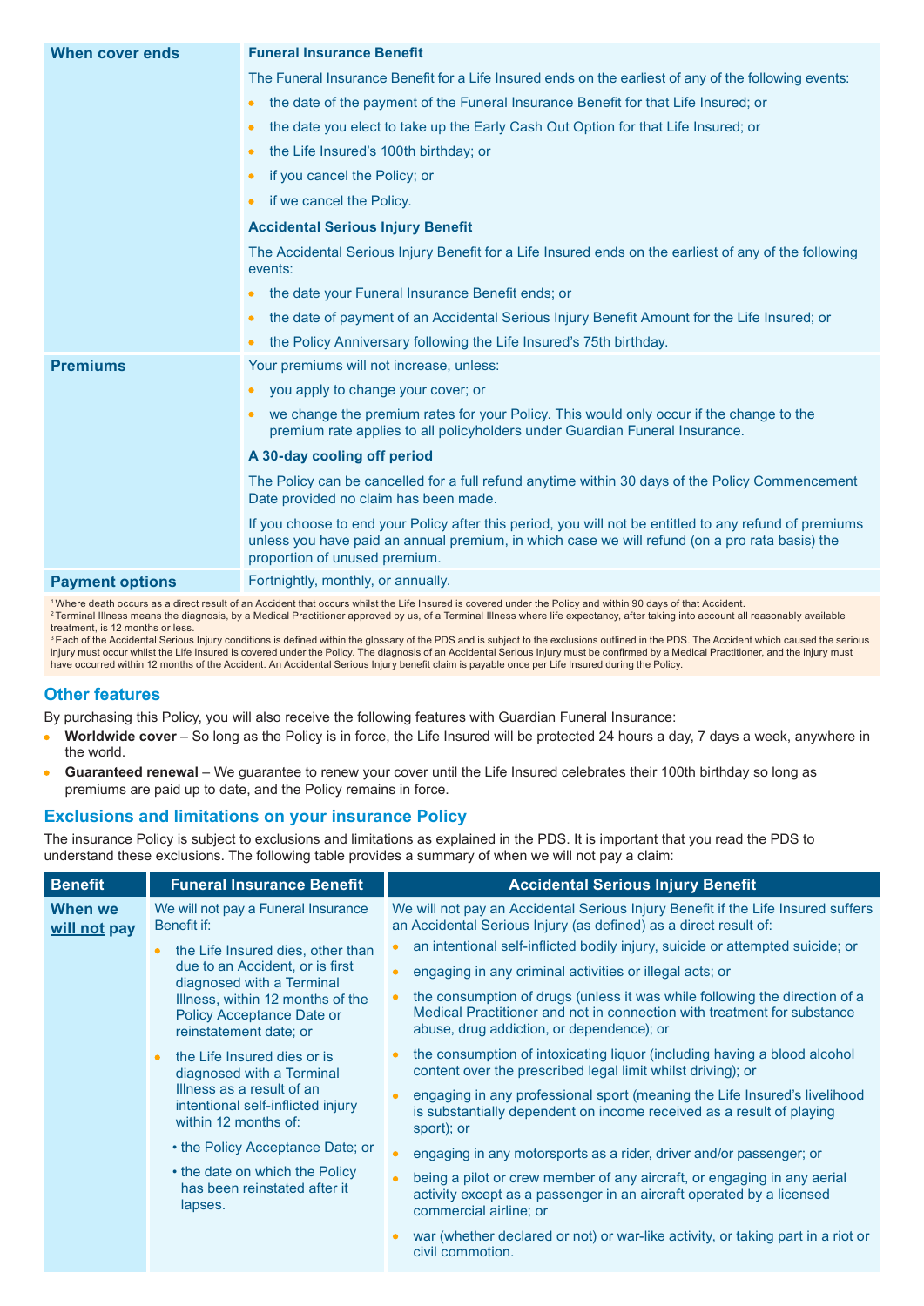| | |
|---|---|
| **When cover ends** | **Funeral Insurance Benefit**<br>The Funeral Insurance Benefit for a Life Insured ends on the earliest of any of the following events:<br>• the date of the payment of the Funeral Insurance Benefit for that Life Insured; or<br>• the date you elect to take up the Early Cash Out Option for that Life Insured; or<br>• the Life Insured's 100th birthday; or<br>• if you cancel the Policy; or<br>• if we cancel the Policy.<br>**Accidental Serious Injury Benefit**<br>The Accidental Serious Injury Benefit for a Life Insured ends on the earliest of any of the following events:<br>• the date your Funeral Insurance Benefit ends; or<br>• the date of payment of an Accidental Serious Injury Benefit Amount for the Life Insured; or<br>• the Policy Anniversary following the Life Insured's 75th birthday. |
| **Premiums** | Your premiums will not increase, unless:<br>• you apply to change your cover; or<br>• we change the premium rates for your Policy. This would only occur if the change to the premium rate applies to all policyholders under Guardian Funeral Insurance.<br>**A 30-day cooling off period**<br>The Policy can be cancelled for a full refund anytime within 30 days of the Policy Commencement Date provided no claim has been made.<br>If you choose to end your Policy after this period, you will not be entitled to any refund of premiums unless you have paid an annual premium, in which case we will refund (on a pro rata basis) the proportion of unused premium. |
| **Payment options** | Fortnightly, monthly, or annually. |

[1] Where death occurs as a direct result of an Accident that occurs whilst the Life Insured is covered under the Policy and within 90 days of that Accident.
[2] Terminal Illness means the diagnosis, by a Medical Practitioner approved by us, of a Terminal Illness where life expectancy, after taking into account all reasonably available treatment, is 12 months or less.
[3] Each of the Accidental Serious Injury conditions is defined within the glossary of the PDS and is subject to the exclusions outlined in the PDS. The Accident which caused the serious injury must occur whilst the Life Insured is covered under the Policy. The diagnosis of an Accidental Serious Injury must be confirmed by a Medical Practitioner, and the injury must have occurred within 12 months of the Accident. An Accidental Serious Injury benefit claim is payable once per Life Insured during the Policy.

## Other features

By purchasing this Policy, you will also receive the following features with Guardian Funeral Insurance:

- **Worldwide cover** – So long as the Policy is in force, the Life Insured will be protected 24 hours a day, 7 days a week, anywhere in the world.
- **Guaranteed renewal** – We guarantee to renew your cover until the Life Insured celebrates their 100th birthday so long as premiums are paid up to date, and the Policy remains in force.

## Exclusions and limitations on your insurance Policy

The insurance Policy is subject to exclusions and limitations as explained in the PDS. It is important that you read the PDS to understand these exclusions. The following table provides a summary of when we will not pay a claim:

| Benefit | Funeral Insurance Benefit | Accidental Serious Injury Benefit |
|---|---|---|
| **When we will not pay** | We will not pay a Funeral Insurance Benefit if:<br>• the Life Insured dies, other than due to an Accident, or is first diagnosed with a Terminal Illness, within 12 months of the Policy Acceptance Date or reinstatement date; or<br>• the Life Insured dies or is diagnosed with a Terminal Illness as a result of an intentional self-inflicted injury within 12 months of:<br>  • the Policy Acceptance Date; or<br>  • the date on which the Policy has been reinstated after it lapses. | We will not pay an Accidental Serious Injury Benefit if the Life Insured suffers an Accidental Serious Injury (as defined) as a direct result of:<br>• an intentional self-inflicted bodily injury, suicide or attempted suicide; or<br>• engaging in any criminal activities or illegal acts; or<br>• the consumption of drugs (unless it was while following the direction of a Medical Practitioner and not in connection with treatment for substance abuse, drug addiction, or dependence); or<br>• the consumption of intoxicating liquor (including having a blood alcohol content over the prescribed legal limit whilst driving); or<br>• engaging in any professional sport (meaning the Life Insured's livelihood is substantially dependent on income received as a result of playing sport); or<br>• engaging in any motorsports as a rider, driver and/or passenger; or<br>• being a pilot or crew member of any aircraft, or engaging in any aerial activity except as a passenger in an aircraft operated by a licensed commercial airline; or<br>• war (whether declared or not) or war-like activity, or taking part in a riot or civil commotion. |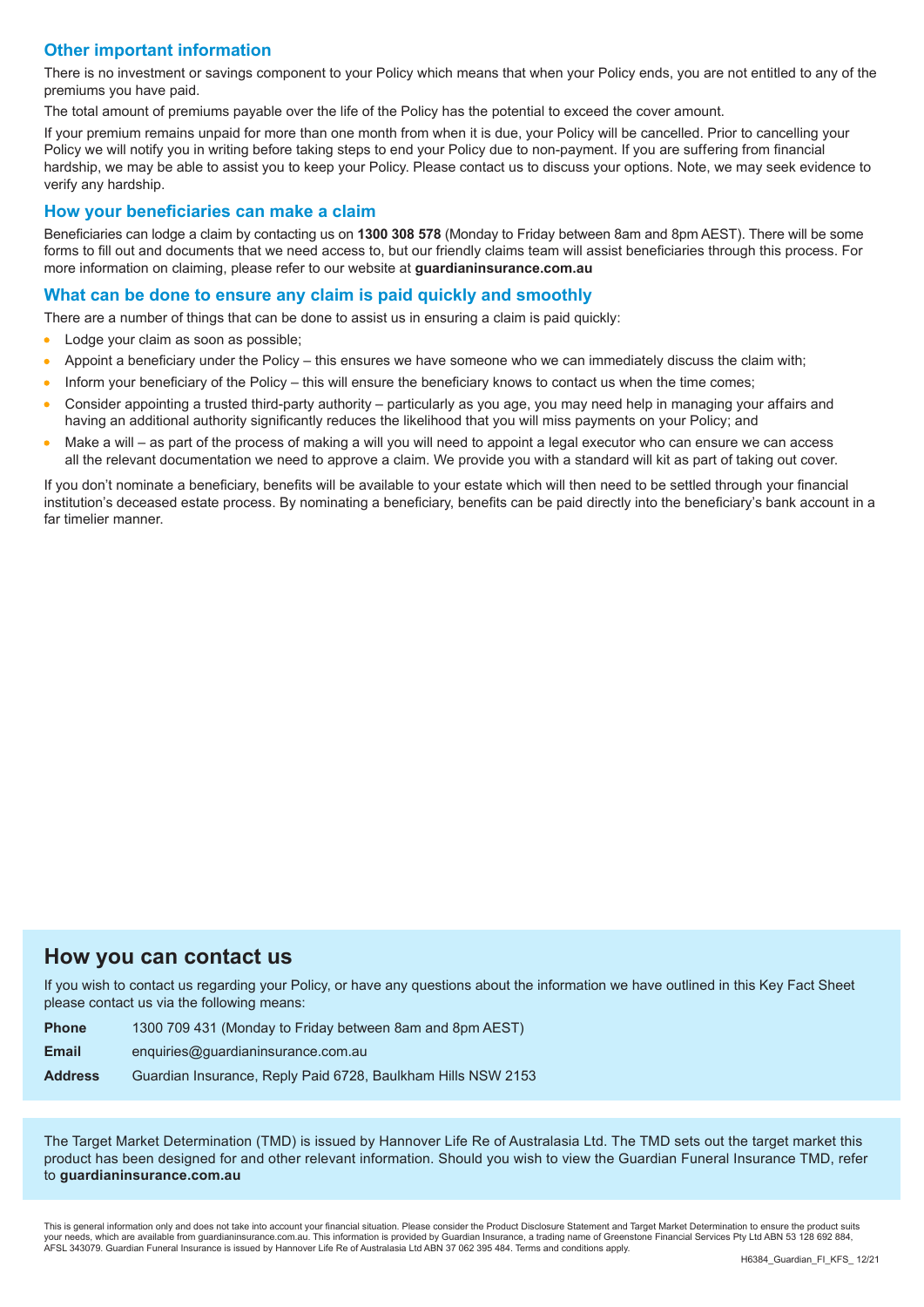## Other important information

There is no investment or savings component to your Policy which means that when your Policy ends, you are not entitled to any of the premiums you have paid.

The total amount of premiums payable over the life of the Policy has the potential to exceed the cover amount.

If your premium remains unpaid for more than one month from when it is due, your Policy will be cancelled. Prior to cancelling your Policy we will notify you in writing before taking steps to end your Policy due to non-payment. If you are suffering from financial hardship, we may be able to assist you to keep your Policy. Please contact us to discuss your options. Note, we may seek evidence to verify any hardship.

## How your beneficiaries can make a claim

Beneficiaries can lodge a claim by contacting us on **1300 308 578** (Monday to Friday between 8am and 8pm AEST). There will be some forms to fill out and documents that we need access to, but our friendly claims team will assist beneficiaries through this process. For more information on claiming, please refer to our website at **guardianinsurance.com.au**

## What can be done to ensure any claim is paid quickly and smoothly

There are a number of things that can be done to assist us in ensuring a claim is paid quickly:

- Lodge your claim as soon as possible;
- Appoint a beneficiary under the Policy – this ensures we have someone who we can immediately discuss the claim with;
- Inform your beneficiary of the Policy – this will ensure the beneficiary knows to contact us when the time comes;
- Consider appointing a trusted third-party authority – particularly as you age, you may need help in managing your affairs and having an additional authority significantly reduces the likelihood that you will miss payments on your Policy; and
- Make a will – as part of the process of making a will you will need to appoint a legal executor who can ensure we can access all the relevant documentation we need to approve a claim. We provide you with a standard will kit as part of taking out cover.

If you don't nominate a beneficiary, benefits will be available to your estate which will then need to be settled through your financial institution's deceased estate process. By nominating a beneficiary, benefits can be paid directly into the beneficiary's bank account in a far timelier manner.

## How you can contact us

If you wish to contact us regarding your Policy, or have any questions about the information we have outlined in this Key Fact Sheet please contact us via the following means:

| | |
|---|---|
| **Phone** | 1300 709 431 (Monday to Friday between 8am and 8pm AEST) |
| **Email** | enquiries@guardianinsurance.com.au |
| **Address** | Guardian Insurance, Reply Paid 6728, Baulkham Hills NSW 2153 |

The Target Market Determination (TMD) is issued by Hannover Life Re of Australasia Ltd. The TMD sets out the target market this product has been designed for and other relevant information. Should you wish to view the Guardian Funeral Insurance TMD, refer to **guardianinsurance.com.au**

This is general information only and does not take into account your financial situation. Please consider the Product Disclosure Statement and Target Market Determination to ensure the product suits your needs, which are available from guardianinsurance.com.au. This information is provided by Guardian Insurance, a trading name of Greenstone Financial Services Pty Ltd ABN 53 128 692 884, AFSL 343079. Guardian Funeral Insurance is issued by Hannover Life Re of Australasia Ltd ABN 37 062 395 484. Terms and conditions apply.

H6384_Guardian_FI_KFS_ 12/21